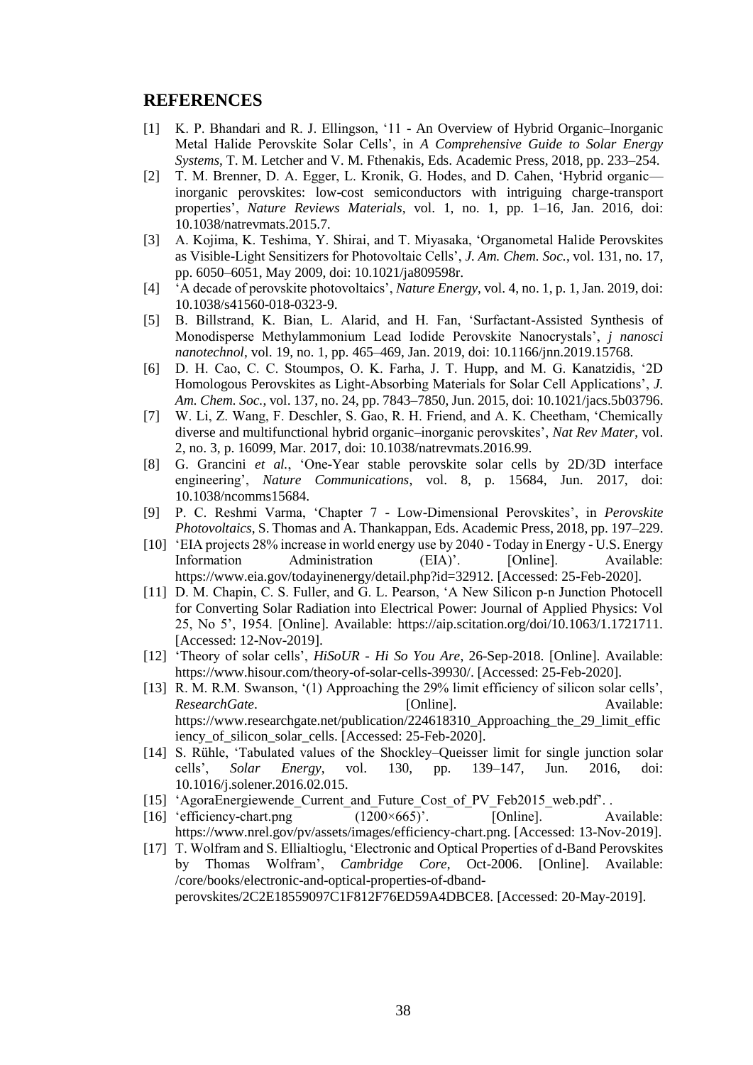# REFERENCES

[1] K. P. Bhandari and R. J. Ellingson, '11 - An Overview of Hybrid Organic–Inorganic Metal Halide Perovskite Solar Cells', in *A Comprehensive Guide to Solar Energy Systems*, T. M. Letcher and V. M. Fthenakis, Eds. Academic Press, 2018, pp. 233–254.

[2] T. M. Brenner, D. A. Egger, L. Kronik, G. Hodes, and D. Cahen, 'Hybrid organic—inorganic perovskites: low-cost semiconductors with intriguing charge-transport properties', *Nature Reviews Materials*, vol. 1, no. 1, pp. 1–16, Jan. 2016, doi: 10.1038/natrevmats.2015.7.

[3] A. Kojima, K. Teshima, Y. Shirai, and T. Miyasaka, 'Organometal Halide Perovskites as Visible-Light Sensitizers for Photovoltaic Cells', *J. Am. Chem. Soc.*, vol. 131, no. 17, pp. 6050–6051, May 2009, doi: 10.1021/ja809598r.

[4] 'A decade of perovskite photovoltaics', *Nature Energy*, vol. 4, no. 1, p. 1, Jan. 2019, doi: 10.1038/s41560-018-0323-9.

[5] B. Billstrand, K. Bian, L. Alarid, and H. Fan, 'Surfactant-Assisted Synthesis of Monodisperse Methylammonium Lead Iodide Perovskite Nanocrystals', *j nanosci nanotechnol*, vol. 19, no. 1, pp. 465–469, Jan. 2019, doi: 10.1166/jnn.2019.15768.

[6] D. H. Cao, C. C. Stoumpos, O. K. Farha, J. T. Hupp, and M. G. Kanatzidis, '2D Homologous Perovskites as Light-Absorbing Materials for Solar Cell Applications', *J. Am. Chem. Soc.*, vol. 137, no. 24, pp. 7843–7850, Jun. 2015, doi: 10.1021/jacs.5b03796.

[7] W. Li, Z. Wang, F. Deschler, S. Gao, R. H. Friend, and A. K. Cheetham, 'Chemically diverse and multifunctional hybrid organic–inorganic perovskites', *Nat Rev Mater*, vol. 2, no. 3, p. 16099, Mar. 2017, doi: 10.1038/natrevmats.2016.99.

[8] G. Grancini *et al.*, 'One-Year stable perovskite solar cells by 2D/3D interface engineering', *Nature Communications*, vol. 8, p. 15684, Jun. 2017, doi: 10.1038/ncomms15684.

[9] P. C. Reshmi Varma, 'Chapter 7 - Low-Dimensional Perovskites', in *Perovskite Photovoltaics*, S. Thomas and A. Thankappan, Eds. Academic Press, 2018, pp. 197–229.

[10] 'EIA projects 28% increase in world energy use by 2040 - Today in Energy - U.S. Energy Information Administration (EIA)'. [Online]. Available: https://www.eia.gov/todayinenergy/detail.php?id=32912. [Accessed: 25-Feb-2020].

[11] D. M. Chapin, C. S. Fuller, and G. L. Pearson, 'A New Silicon p-n Junction Photocell for Converting Solar Radiation into Electrical Power: Journal of Applied Physics: Vol 25, No 5', 1954. [Online]. Available: https://aip.scitation.org/doi/10.1063/1.1721711. [Accessed: 12-Nov-2019].

[12] 'Theory of solar cells', *HiSoUR - Hi So You Are*, 26-Sep-2018. [Online]. Available: https://www.hisour.com/theory-of-solar-cells-39930/. [Accessed: 25-Feb-2020].

[13] R. M. R.M. Swanson, '(1) Approaching the 29% limit efficiency of silicon solar cells', *ResearchGate*. [Online]. Available: https://www.researchgate.net/publication/224618310_Approaching_the_29_limit_efficiency_of_silicon_solar_cells. [Accessed: 25-Feb-2020].

[14] S. Rühle, 'Tabulated values of the Shockley–Queisser limit for single junction solar cells', *Solar Energy*, vol. 130, pp. 139–147, Jun. 2016, doi: 10.1016/j.solener.2016.02.015.

[15] 'AgoraEnergiewende_Current_and_Future_Cost_of_PV_Feb2015_web.pdf'. .

[16] 'efficiency-chart.png (1200×665)'. [Online]. Available: https://www.nrel.gov/pv/assets/images/efficiency-chart.png. [Accessed: 13-Nov-2019].

[17] T. Wolfram and S. Ellialtioglu, 'Electronic and Optical Properties of d-Band Perovskites by Thomas Wolfram', *Cambridge Core*, Oct-2006. [Online]. Available: /core/books/electronic-and-optical-properties-of-dband-perovskites/2C2E18559097C1F812F76ED59A4DBCE8. [Accessed: 20-May-2019].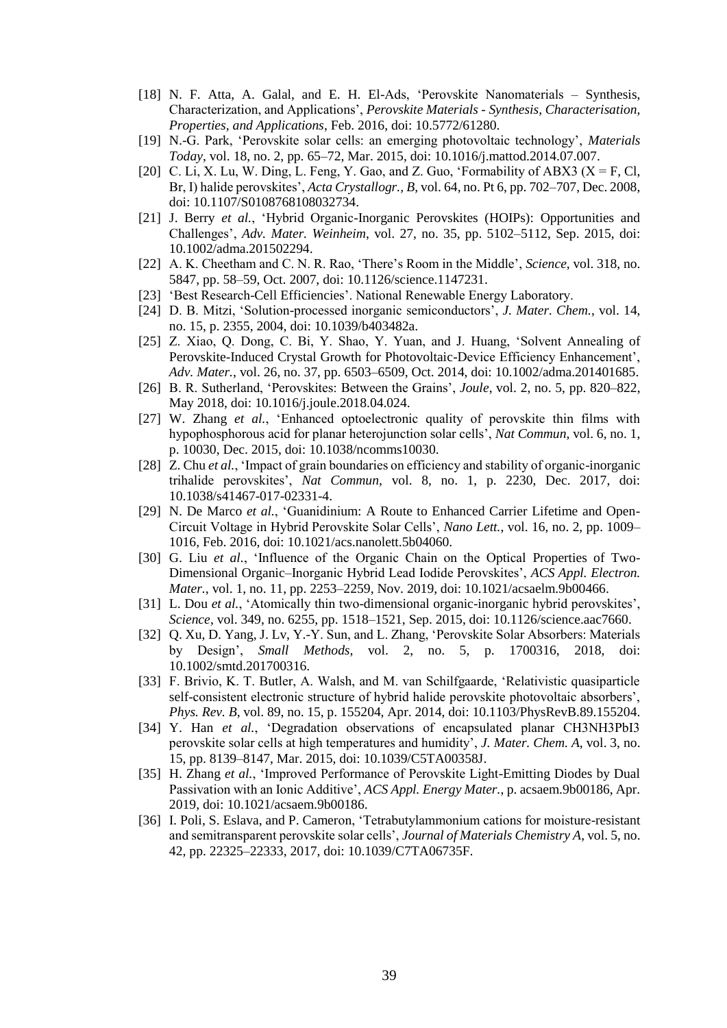[18] N. F. Atta, A. Galal, and E. H. El-Ads, 'Perovskite Nanomaterials – Synthesis, Characterization, and Applications', *Perovskite Materials - Synthesis, Characterisation, Properties, and Applications*, Feb. 2016, doi: 10.5772/61280.

[19] N.-G. Park, 'Perovskite solar cells: an emerging photovoltaic technology', *Materials Today*, vol. 18, no. 2, pp. 65–72, Mar. 2015, doi: 10.1016/j.mattod.2014.07.007.

[20] C. Li, X. Lu, W. Ding, L. Feng, Y. Gao, and Z. Guo, 'Formability of $ABX3$ ($X$ = F, Cl, Br, I) halide perovskites', *Acta Crystallogr., B*, vol. 64, no. Pt 6, pp. 702–707, Dec. 2008, doi: 10.1107/S0108768108032734.

[21] J. Berry *et al.*, 'Hybrid Organic-Inorganic Perovskites (HOIPs): Opportunities and Challenges', *Adv. Mater. Weinheim*, vol. 27, no. 35, pp. 5102–5112, Sep. 2015, doi: 10.1002/adma.201502294.

[22] A. K. Cheetham and C. N. R. Rao, 'There's Room in the Middle', *Science*, vol. 318, no. 5847, pp. 58–59, Oct. 2007, doi: 10.1126/science.1147231.

[23] 'Best Research-Cell Efficiencies'. National Renewable Energy Laboratory.

[24] D. B. Mitzi, 'Solution-processed inorganic semiconductors', *J. Mater. Chem.*, vol. 14, no. 15, p. 2355, 2004, doi: 10.1039/b403482a.

[25] Z. Xiao, Q. Dong, C. Bi, Y. Shao, Y. Yuan, and J. Huang, 'Solvent Annealing of Perovskite-Induced Crystal Growth for Photovoltaic-Device Efficiency Enhancement', *Adv. Mater.*, vol. 26, no. 37, pp. 6503–6509, Oct. 2014, doi: 10.1002/adma.201401685.

[26] B. R. Sutherland, 'Perovskites: Between the Grains', *Joule*, vol. 2, no. 5, pp. 820–822, May 2018, doi: 10.1016/j.joule.2018.04.024.

[27] W. Zhang *et al.*, 'Enhanced optoelectronic quality of perovskite thin films with hypophosphorous acid for planar heterojunction solar cells', *Nat Commun*, vol. 6, no. 1, p. 10030, Dec. 2015, doi: 10.1038/ncomms10030.

[28] Z. Chu *et al.*, 'Impact of grain boundaries on efficiency and stability of organic-inorganic trihalide perovskites', *Nat Commun*, vol. 8, no. 1, p. 2230, Dec. 2017, doi: 10.1038/s41467-017-02331-4.

[29] N. De Marco *et al.*, 'Guanidinium: A Route to Enhanced Carrier Lifetime and Open-Circuit Voltage in Hybrid Perovskite Solar Cells', *Nano Lett.*, vol. 16, no. 2, pp. 1009–1016, Feb. 2016, doi: 10.1021/acs.nanolett.5b04060.

[30] G. Liu *et al.*, 'Influence of the Organic Chain on the Optical Properties of Two-Dimensional Organic–Inorganic Hybrid Lead Iodide Perovskites', *ACS Appl. Electron. Mater.*, vol. 1, no. 11, pp. 2253–2259, Nov. 2019, doi: 10.1021/acsaelm.9b00466.

[31] L. Dou *et al.*, 'Atomically thin two-dimensional organic-inorganic hybrid perovskites', *Science*, vol. 349, no. 6255, pp. 1518–1521, Sep. 2015, doi: 10.1126/science.aac7660.

[32] Q. Xu, D. Yang, J. Lv, Y.-Y. Sun, and L. Zhang, 'Perovskite Solar Absorbers: Materials by Design', *Small Methods*, vol. 2, no. 5, p. 1700316, 2018, doi: 10.1002/smtd.201700316.

[33] F. Brivio, K. T. Butler, A. Walsh, and M. van Schilfgaarde, 'Relativistic quasiparticle self-consistent electronic structure of hybrid halide perovskite photovoltaic absorbers', *Phys. Rev. B*, vol. 89, no. 15, p. 155204, Apr. 2014, doi: 10.1103/PhysRevB.89.155204.

[34] Y. Han *et al.*, 'Degradation observations of encapsulated planar $CH3NH3PbI3$ perovskite solar cells at high temperatures and humidity', *J. Mater. Chem. A*, vol. 3, no. 15, pp. 8139–8147, Mar. 2015, doi: 10.1039/C5TA00358J.

[35] H. Zhang *et al.*, 'Improved Performance of Perovskite Light-Emitting Diodes by Dual Passivation with an Ionic Additive', *ACS Appl. Energy Mater.*, p. acsaem.9b00186, Apr. 2019, doi: 10.1021/acsaem.9b00186.

[36] I. Poli, S. Eslava, and P. Cameron, 'Tetrabutylammonium cations for moisture-resistant and semitransparent perovskite solar cells', *Journal of Materials Chemistry A*, vol. 5, no. 42, pp. 22325–22333, 2017, doi: 10.1039/C7TA06735F.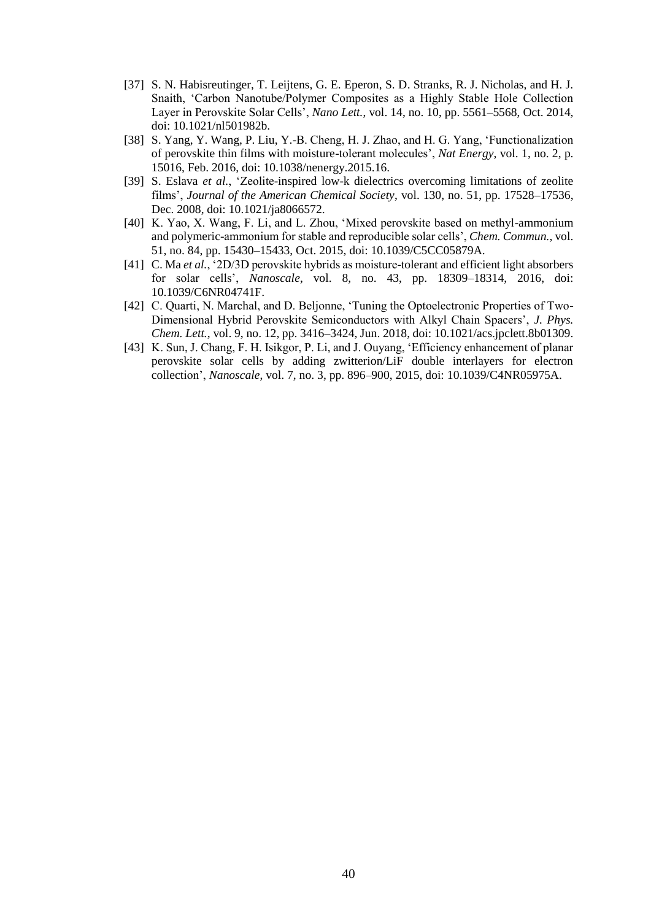[37] S. N. Habisreutinger, T. Leijtens, G. E. Eperon, S. D. Stranks, R. J. Nicholas, and H. J. Snaith, 'Carbon Nanotube/Polymer Composites as a Highly Stable Hole Collection Layer in Perovskite Solar Cells', *Nano Lett.*, vol. 14, no. 10, pp. 5561–5568, Oct. 2014, doi: 10.1021/nl501982b.

[38] S. Yang, Y. Wang, P. Liu, Y.-B. Cheng, H. J. Zhao, and H. G. Yang, 'Functionalization of perovskite thin films with moisture-tolerant molecules', *Nat Energy*, vol. 1, no. 2, p. 15016, Feb. 2016, doi: 10.1038/nenergy.2015.16.

[39] S. Eslava *et al.*, 'Zeolite-inspired low-k dielectrics overcoming limitations of zeolite films', *Journal of the American Chemical Society*, vol. 130, no. 51, pp. 17528–17536, Dec. 2008, doi: 10.1021/ja8066572.

[40] K. Yao, X. Wang, F. Li, and L. Zhou, 'Mixed perovskite based on methyl-ammonium and polymeric-ammonium for stable and reproducible solar cells', *Chem. Commun.*, vol. 51, no. 84, pp. 15430–15433, Oct. 2015, doi: 10.1039/C5CC05879A.

[41] C. Ma *et al.*, '2D/3D perovskite hybrids as moisture-tolerant and efficient light absorbers for solar cells', *Nanoscale*, vol. 8, no. 43, pp. 18309–18314, 2016, doi: 10.1039/C6NR04741F.

[42] C. Quarti, N. Marchal, and D. Beljonne, 'Tuning the Optoelectronic Properties of Two-Dimensional Hybrid Perovskite Semiconductors with Alkyl Chain Spacers', *J. Phys. Chem. Lett.*, vol. 9, no. 12, pp. 3416–3424, Jun. 2018, doi: 10.1021/acs.jpclett.8b01309.

[43] K. Sun, J. Chang, F. H. Isikgor, P. Li, and J. Ouyang, 'Efficiency enhancement of planar perovskite solar cells by adding zwitterion/LiF double interlayers for electron collection', *Nanoscale*, vol. 7, no. 3, pp. 896–900, 2015, doi: 10.1039/C4NR05975A.